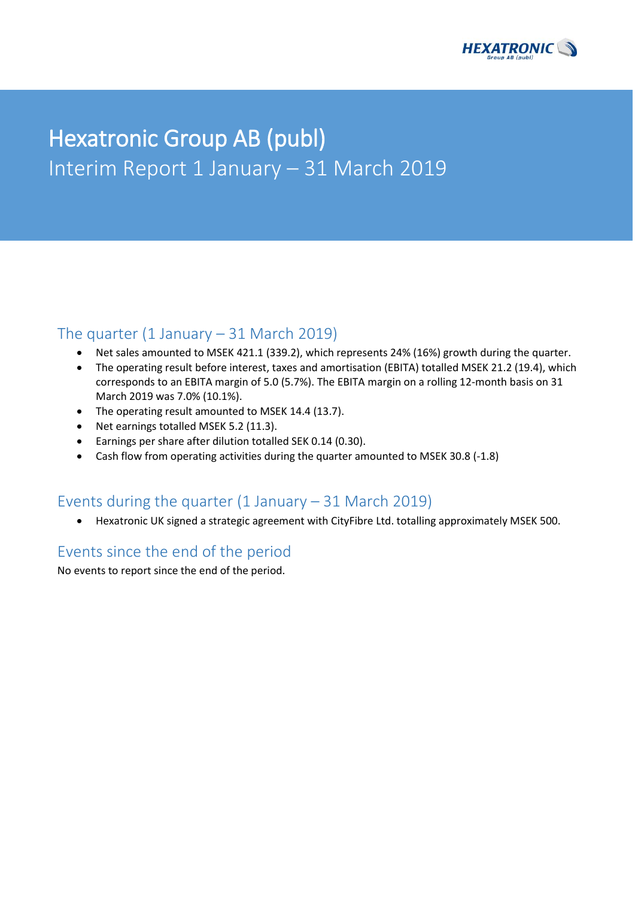# Hexatronic Group AB (publ)

Interim Report 1 January – 31 March 2019

## The quarter (1 January – 31 March 2019)

- Net sales amounted to MSEK 421.1 (339.2), which represents 24% (16%) growth during the quarter.
- The operating result before interest, taxes and amortisation (EBITA) totalled MSEK 21.2 (19.4), which corresponds to an EBITA margin of 5.0 (5.7%). The EBITA margin on a rolling 12-month basis on 31 March 2019 was 7.0% (10.1%).
- The operating result amounted to MSEK 14.4 (13.7).
- Net earnings totalled MSEK 5.2 (11.3).
- Earnings per share after dilution totalled SEK 0.14 (0.30).
- Cash flow from operating activities during the quarter amounted to MSEK 30.8 (-1.8)

## Events during the quarter (1 January – 31 March 2019)

- Hexatronic UK signed a strategic agreement with CityFibre Ltd. totalling approximately MSEK 500.

## Events since the end of the period

No events to report since the end of the period.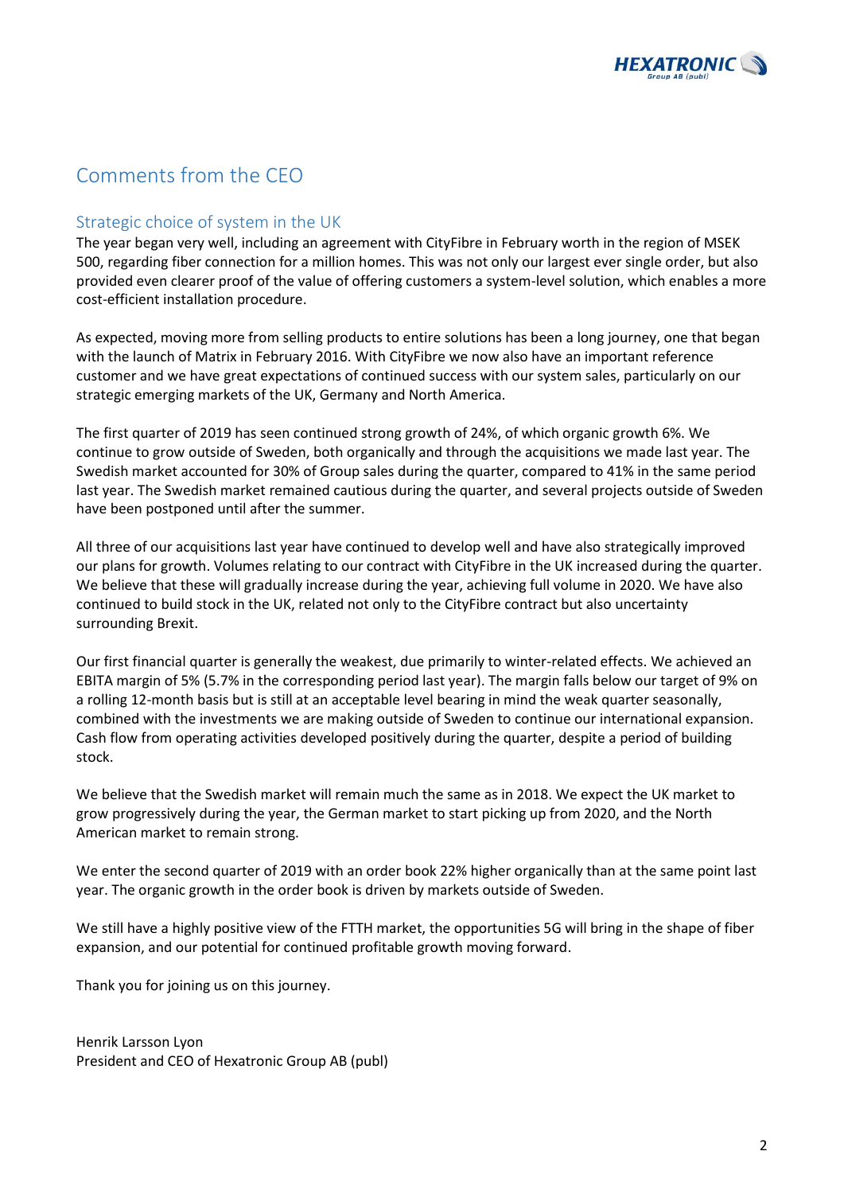# Comments from the CEO

## Strategic choice of system in the UK

The year began very well, including an agreement with CityFibre in February worth in the region of MSEK 500, regarding fiber connection for a million homes. This was not only our largest ever single order, but also provided even clearer proof of the value of offering customers a system-level solution, which enables a more cost-efficient installation procedure.

As expected, moving more from selling products to entire solutions has been a long journey, one that began with the launch of Matrix in February 2016. With CityFibre we now also have an important reference customer and we have great expectations of continued success with our system sales, particularly on our strategic emerging markets of the UK, Germany and North America.

The first quarter of 2019 has seen continued strong growth of 24%, of which organic growth 6%. We continue to grow outside of Sweden, both organically and through the acquisitions we made last year. The Swedish market accounted for 30% of Group sales during the quarter, compared to 41% in the same period last year. The Swedish market remained cautious during the quarter, and several projects outside of Sweden have been postponed until after the summer.

All three of our acquisitions last year have continued to develop well and have also strategically improved our plans for growth. Volumes relating to our contract with CityFibre in the UK increased during the quarter. We believe that these will gradually increase during the year, achieving full volume in 2020. We have also continued to build stock in the UK, related not only to the CityFibre contract but also uncertainty surrounding Brexit.

Our first financial quarter is generally the weakest, due primarily to winter-related effects. We achieved an EBITA margin of 5% (5.7% in the corresponding period last year). The margin falls below our target of 9% on a rolling 12-month basis but is still at an acceptable level bearing in mind the weak quarter seasonally, combined with the investments we are making outside of Sweden to continue our international expansion. Cash flow from operating activities developed positively during the quarter, despite a period of building stock.

We believe that the Swedish market will remain much the same as in 2018. We expect the UK market to grow progressively during the year, the German market to start picking up from 2020, and the North American market to remain strong.

We enter the second quarter of 2019 with an order book 22% higher organically than at the same point last year. The organic growth in the order book is driven by markets outside of Sweden.

We still have a highly positive view of the FTTH market, the opportunities 5G will bring in the shape of fiber expansion, and our potential for continued profitable growth moving forward.

Thank you for joining us on this journey.

Henrik Larsson Lyon
President and CEO of Hexatronic Group AB (publ)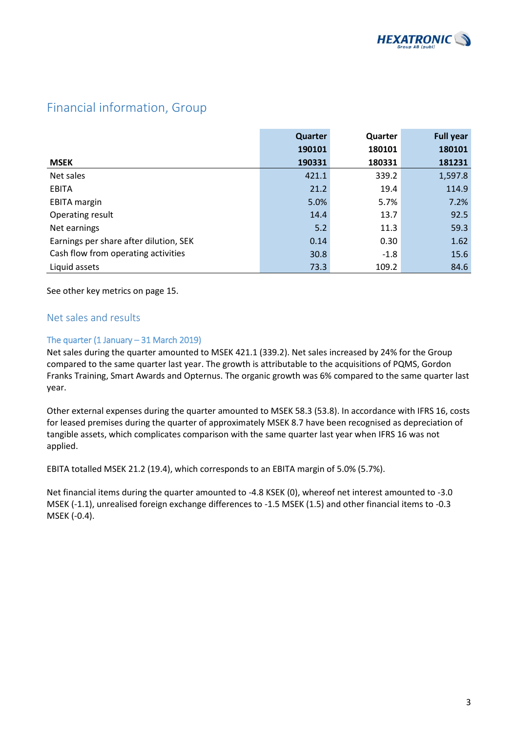## Financial information, Group

| MSEK | Quarter 190101 190331 | Quarter 180101 180331 | Full year 180101 181231 |
|---|---|---|---|
| Net sales | 421.1 | 339.2 | 1,597.8 |
| EBITA | 21.2 | 19.4 | 114.9 |
| EBITA margin | 5.0% | 5.7% | 7.2% |
| Operating result | 14.4 | 13.7 | 92.5 |
| Net earnings | 5.2 | 11.3 | 59.3 |
| Earnings per share after dilution, SEK | 0.14 | 0.30 | 1.62 |
| Cash flow from operating activities | 30.8 | -1.8 | 15.6 |
| Liquid assets | 73.3 | 109.2 | 84.6 |

See other key metrics on page 15.

## Net sales and results

### The quarter (1 January – 31 March 2019)

Net sales during the quarter amounted to MSEK 421.1 (339.2). Net sales increased by 24% for the Group compared to the same quarter last year. The growth is attributable to the acquisitions of PQMS, Gordon Franks Training, Smart Awards and Opternus. The organic growth was 6% compared to the same quarter last year.

Other external expenses during the quarter amounted to MSEK 58.3 (53.8). In accordance with IFRS 16, costs for leased premises during the quarter of approximately MSEK 8.7 have been recognised as depreciation of tangible assets, which complicates comparison with the same quarter last year when IFRS 16 was not applied.

EBITA totalled MSEK 21.2 (19.4), which corresponds to an EBITA margin of 5.0% (5.7%).

Net financial items during the quarter amounted to -4.8 KSEK (0), whereof net interest amounted to -3.0 MSEK (-1.1), unrealised foreign exchange differences to -1.5 MSEK (1.5) and other financial items to -0.3 MSEK (-0.4).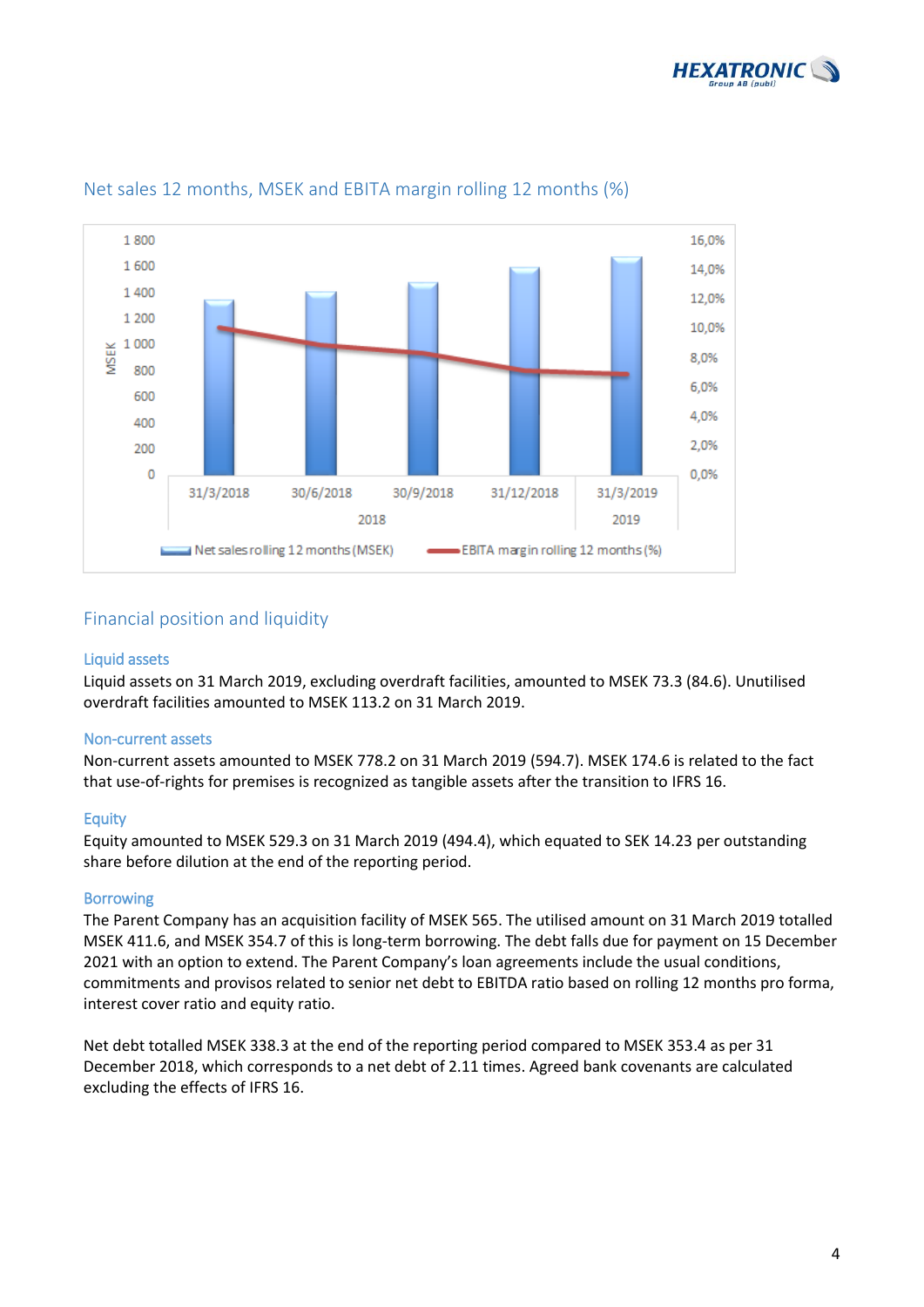## Net sales 12 months, MSEK and EBITA margin rolling 12 months (%)

## Financial position and liquidity

### Liquid assets

Liquid assets on 31 March 2019, excluding overdraft facilities, amounted to MSEK 73.3 (84.6). Unutilised overdraft facilities amounted to MSEK 113.2 on 31 March 2019.

### Non-current assets

Non-current assets amounted to MSEK 778.2 on 31 March 2019 (594.7). MSEK 174.6 is related to the fact that use-of-rights for premises is recognized as tangible assets after the transition to IFRS 16.

### Equity

Equity amounted to MSEK 529.3 on 31 March 2019 (494.4), which equated to SEK 14.23 per outstanding share before dilution at the end of the reporting period.

### Borrowing

The Parent Company has an acquisition facility of MSEK 565. The utilised amount on 31 March 2019 totalled MSEK 411.6, and MSEK 354.7 of this is long-term borrowing. The debt falls due for payment on 15 December 2021 with an option to extend. The Parent Company's loan agreements include the usual conditions, commitments and provisos related to senior net debt to EBITDA ratio based on rolling 12 months pro forma, interest cover ratio and equity ratio.

Net debt totalled MSEK 338.3 at the end of the reporting period compared to MSEK 353.4 as per 31 December 2018, which corresponds to a net debt of 2.11 times. Agreed bank covenants are calculated excluding the effects of IFRS 16.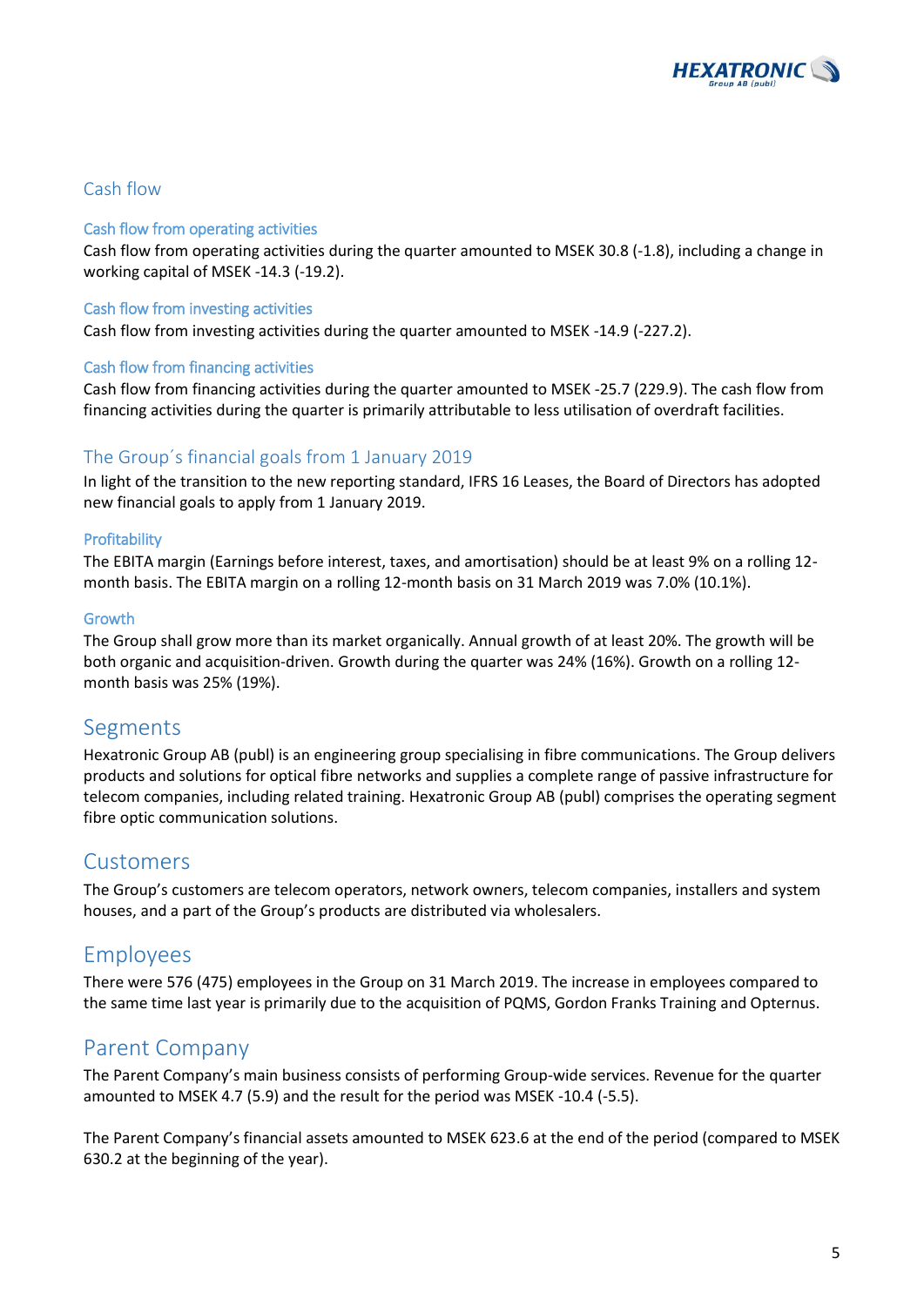## Cash flow

### Cash flow from operating activities

Cash flow from operating activities during the quarter amounted to MSEK 30.8 (-1.8), including a change in working capital of MSEK -14.3 (-19.2).

### Cash flow from investing activities

Cash flow from investing activities during the quarter amounted to MSEK -14.9 (-227.2).

### Cash flow from financing activities

Cash flow from financing activities during the quarter amounted to MSEK -25.7 (229.9). The cash flow from financing activities during the quarter is primarily attributable to less utilisation of overdraft facilities.

## The Group´s financial goals from 1 January 2019

In light of the transition to the new reporting standard, IFRS 16 Leases, the Board of Directors has adopted new financial goals to apply from 1 January 2019.

### Profitability

The EBITA margin (Earnings before interest, taxes, and amortisation) should be at least 9% on a rolling 12-month basis. The EBITA margin on a rolling 12-month basis on 31 March 2019 was 7.0% (10.1%).

### Growth

The Group shall grow more than its market organically. Annual growth of at least 20%. The growth will be both organic and acquisition-driven. Growth during the quarter was 24% (16%). Growth on a rolling 12-month basis was 25% (19%).

## Segments

Hexatronic Group AB (publ) is an engineering group specialising in fibre communications. The Group delivers products and solutions for optical fibre networks and supplies a complete range of passive infrastructure for telecom companies, including related training. Hexatronic Group AB (publ) comprises the operating segment fibre optic communication solutions.

## Customers

The Group's customers are telecom operators, network owners, telecom companies, installers and system houses, and a part of the Group's products are distributed via wholesalers.

## Employees

There were 576 (475) employees in the Group on 31 March 2019. The increase in employees compared to the same time last year is primarily due to the acquisition of PQMS, Gordon Franks Training and Opternus.

## Parent Company

The Parent Company's main business consists of performing Group-wide services. Revenue for the quarter amounted to MSEK 4.7 (5.9) and the result for the period was MSEK -10.4 (-5.5).

The Parent Company's financial assets amounted to MSEK 623.6 at the end of the period (compared to MSEK 630.2 at the beginning of the year).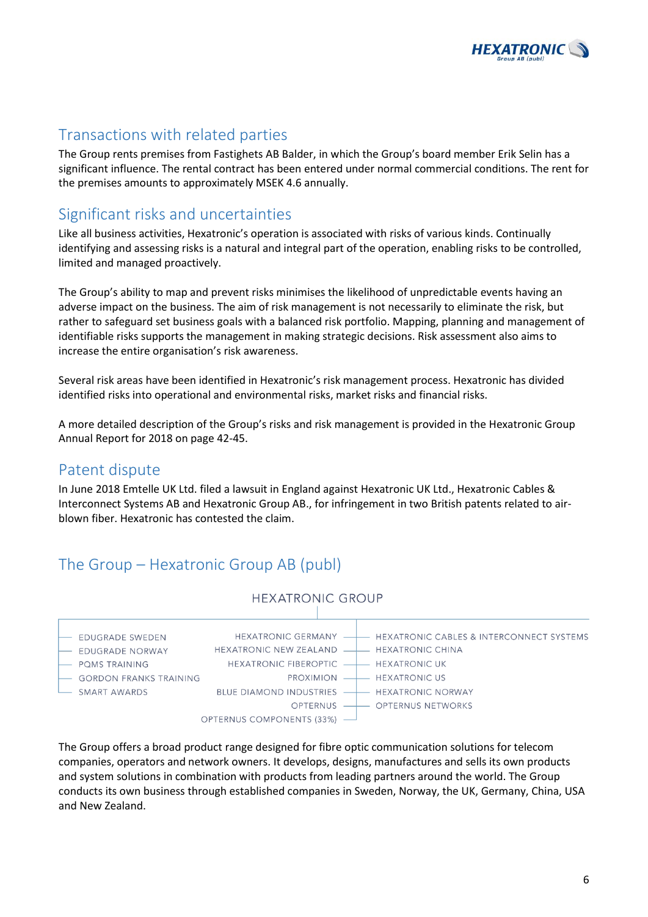## Transactions with related parties

The Group rents premises from Fastighets AB Balder, in which the Group's board member Erik Selin has a significant influence. The rental contract has been entered under normal commercial conditions. The rent for the premises amounts to approximately MSEK 4.6 annually.

## Significant risks and uncertainties

Like all business activities, Hexatronic's operation is associated with risks of various kinds. Continually identifying and assessing risks is a natural and integral part of the operation, enabling risks to be controlled, limited and managed proactively.

The Group's ability to map and prevent risks minimises the likelihood of unpredictable events having an adverse impact on the business. The aim of risk management is not necessarily to eliminate the risk, but rather to safeguard set business goals with a balanced risk portfolio. Mapping, planning and management of identifiable risks supports the management in making strategic decisions. Risk assessment also aims to increase the entire organisation's risk awareness.

Several risk areas have been identified in Hexatronic's risk management process. Hexatronic has divided identified risks into operational and environmental risks, market risks and financial risks.

A more detailed description of the Group's risks and risk management is provided in the Hexatronic Group Annual Report for 2018 on page 42-45.

## Patent dispute

In June 2018 Emtelle UK Ltd. filed a lawsuit in England against Hexatronic UK Ltd., Hexatronic Cables & Interconnect Systems AB and Hexatronic Group AB., for infringement in two British patents related to air-blown fiber. Hexatronic has contested the claim.

## The Group – Hexatronic Group AB (publ)

HEXATRONIC GROUP

- EDUGRADE SWEDEN
- EDUGRADE NORWAY
- PQMS TRAINING
- GORDON FRANKS TRAINING
- SMART AWARDS

- HEXATRONIC GERMANY
- HEXATRONIC NEW ZEALAND
- HEXATRONIC FIBEROPTIC
- PROXIMION
- BLUE DIAMOND INDUSTRIES
- OPTERNUS
- OPTERNUS COMPONENTS (33%)

- HEXATRONIC CABLES & INTERCONNECT SYSTEMS
- HEXATRONIC CHINA
- HEXATRONIC UK
- HEXATRONIC US
- HEXATRONIC NORWAY
- OPTERNUS NETWORKS

The Group offers a broad product range designed for fibre optic communication solutions for telecom companies, operators and network owners. It develops, designs, manufactures and sells its own products and system solutions in combination with products from leading partners around the world. The Group conducts its own business through established companies in Sweden, Norway, the UK, Germany, China, USA and New Zealand.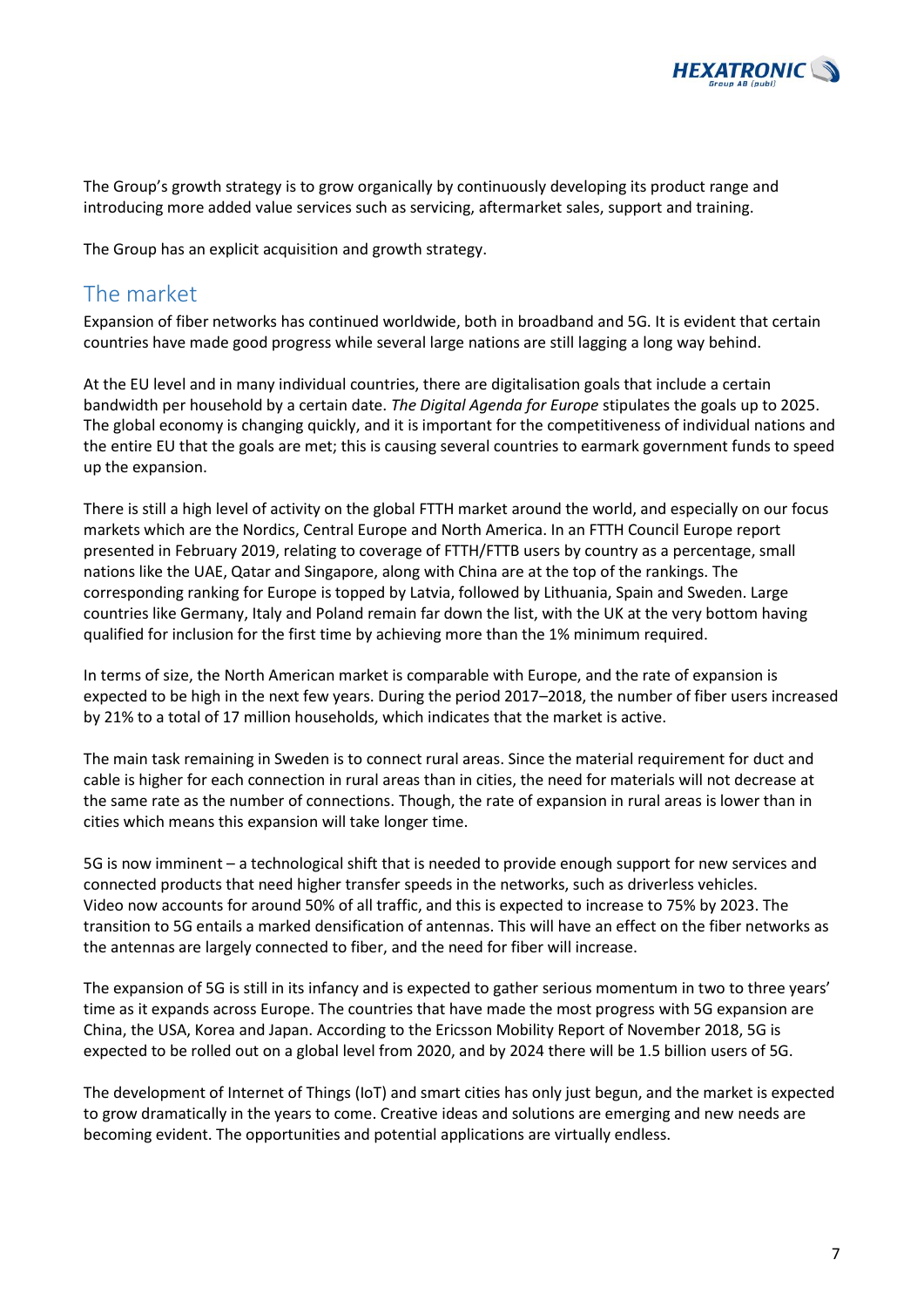The Group's growth strategy is to grow organically by continuously developing its product range and introducing more added value services such as servicing, aftermarket sales, support and training.

The Group has an explicit acquisition and growth strategy.

## The market

Expansion of fiber networks has continued worldwide, both in broadband and 5G. It is evident that certain countries have made good progress while several large nations are still lagging a long way behind.

At the EU level and in many individual countries, there are digitalisation goals that include a certain bandwidth per household by a certain date. *The Digital Agenda for Europe* stipulates the goals up to 2025. The global economy is changing quickly, and it is important for the competitiveness of individual nations and the entire EU that the goals are met; this is causing several countries to earmark government funds to speed up the expansion.

There is still a high level of activity on the global FTTH market around the world, and especially on our focus markets which are the Nordics, Central Europe and North America. In an FTTH Council Europe report presented in February 2019, relating to coverage of FTTH/FTTB users by country as a percentage, small nations like the UAE, Qatar and Singapore, along with China are at the top of the rankings. The corresponding ranking for Europe is topped by Latvia, followed by Lithuania, Spain and Sweden. Large countries like Germany, Italy and Poland remain far down the list, with the UK at the very bottom having qualified for inclusion for the first time by achieving more than the 1% minimum required.

In terms of size, the North American market is comparable with Europe, and the rate of expansion is expected to be high in the next few years. During the period 2017–2018, the number of fiber users increased by 21% to a total of 17 million households, which indicates that the market is active.

The main task remaining in Sweden is to connect rural areas. Since the material requirement for duct and cable is higher for each connection in rural areas than in cities, the need for materials will not decrease at the same rate as the number of connections. Though, the rate of expansion in rural areas is lower than in cities which means this expansion will take longer time.

5G is now imminent – a technological shift that is needed to provide enough support for new services and connected products that need higher transfer speeds in the networks, such as driverless vehicles. Video now accounts for around 50% of all traffic, and this is expected to increase to 75% by 2023. The transition to 5G entails a marked densification of antennas. This will have an effect on the fiber networks as the antennas are largely connected to fiber, and the need for fiber will increase.

The expansion of 5G is still in its infancy and is expected to gather serious momentum in two to three years' time as it expands across Europe. The countries that have made the most progress with 5G expansion are China, the USA, Korea and Japan. According to the Ericsson Mobility Report of November 2018, 5G is expected to be rolled out on a global level from 2020, and by 2024 there will be 1.5 billion users of 5G.

The development of Internet of Things (IoT) and smart cities has only just begun, and the market is expected to grow dramatically in the years to come. Creative ideas and solutions are emerging and new needs are becoming evident. The opportunities and potential applications are virtually endless.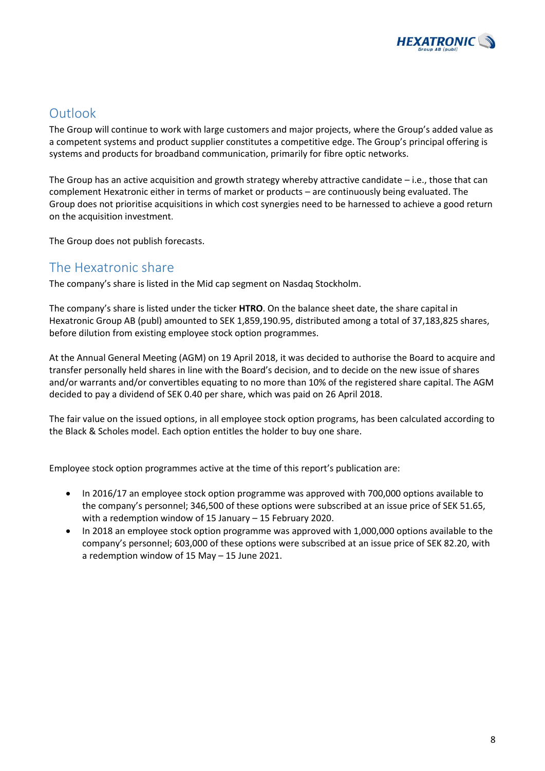## Outlook

The Group will continue to work with large customers and major projects, where the Group's added value as a competent systems and product supplier constitutes a competitive edge. The Group's principal offering is systems and products for broadband communication, primarily for fibre optic networks.

The Group has an active acquisition and growth strategy whereby attractive candidate – i.e., those that can complement Hexatronic either in terms of market or products – are continuously being evaluated. The Group does not prioritise acquisitions in which cost synergies need to be harnessed to achieve a good return on the acquisition investment.

The Group does not publish forecasts.

## The Hexatronic share

The company's share is listed in the Mid cap segment on Nasdaq Stockholm.

The company's share is listed under the ticker **HTRO**. On the balance sheet date, the share capital in Hexatronic Group AB (publ) amounted to SEK 1,859,190.95, distributed among a total of 37,183,825 shares, before dilution from existing employee stock option programmes.

At the Annual General Meeting (AGM) on 19 April 2018, it was decided to authorise the Board to acquire and transfer personally held shares in line with the Board's decision, and to decide on the new issue of shares and/or warrants and/or convertibles equating to no more than 10% of the registered share capital. The AGM decided to pay a dividend of SEK 0.40 per share, which was paid on 26 April 2018.

The fair value on the issued options, in all employee stock option programs, has been calculated according to the Black & Scholes model. Each option entitles the holder to buy one share.

Employee stock option programmes active at the time of this report's publication are:

- In 2016/17 an employee stock option programme was approved with 700,000 options available to the company's personnel; 346,500 of these options were subscribed at an issue price of SEK 51.65, with a redemption window of 15 January – 15 February 2020.
- In 2018 an employee stock option programme was approved with 1,000,000 options available to the company's personnel; 603,000 of these options were subscribed at an issue price of SEK 82.20, with a redemption window of 15 May – 15 June 2021.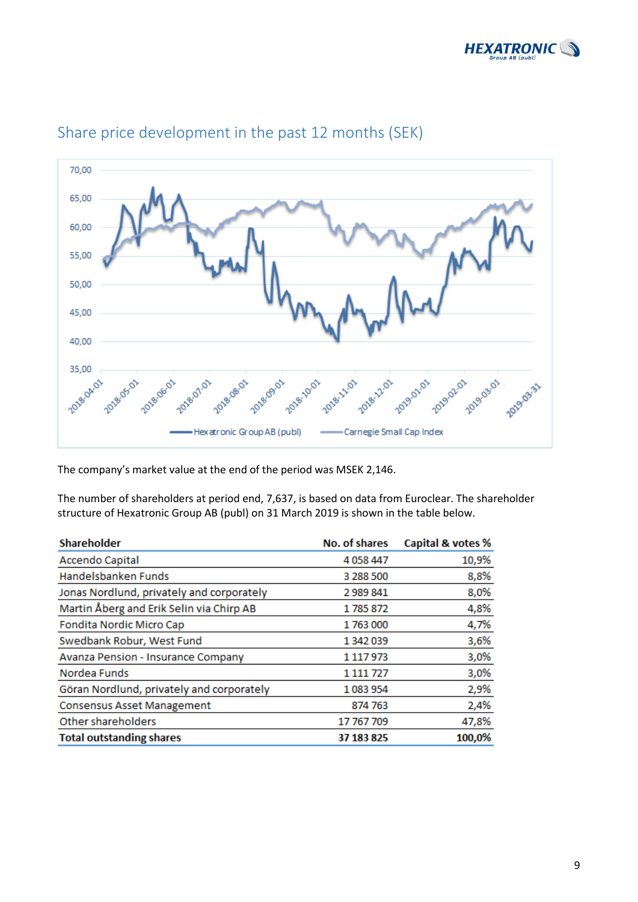## Share price development in the past 12 months (SEK)

The company's market value at the end of the period was MSEK 2,146.

The number of shareholders at period end, 7,637, is based on data from Euroclear. The shareholder structure of Hexatronic Group AB (publ) on 31 March 2019 is shown in the table below.

| Shareholder | No. of shares | Capital & votes % |
|---|---|---|
| Accendo Capital | 4 058 447 | 10,9% |
| Handelsbanken Funds | 3 288 500 | 8,8% |
| Jonas Nordlund, privately and corporately | 2 989 841 | 8,0% |
| Martin Åberg and Erik Selin via Chirp AB | 1 785 872 | 4,8% |
| Fondita Nordic Micro Cap | 1 763 000 | 4,7% |
| Swedbank Robur, West Fund | 1 342 039 | 3,6% |
| Avanza Pension - Insurance Company | 1 117 973 | 3,0% |
| Nordea Funds | 1 111 727 | 3,0% |
| Göran Nordlund, privately and corporately | 1 083 954 | 2,9% |
| Consensus Asset Management | 874 763 | 2,4% |
| Other shareholders | 17 767 709 | 47,8% |
| **Total outstanding shares** | **37 183 825** | **100,0%** |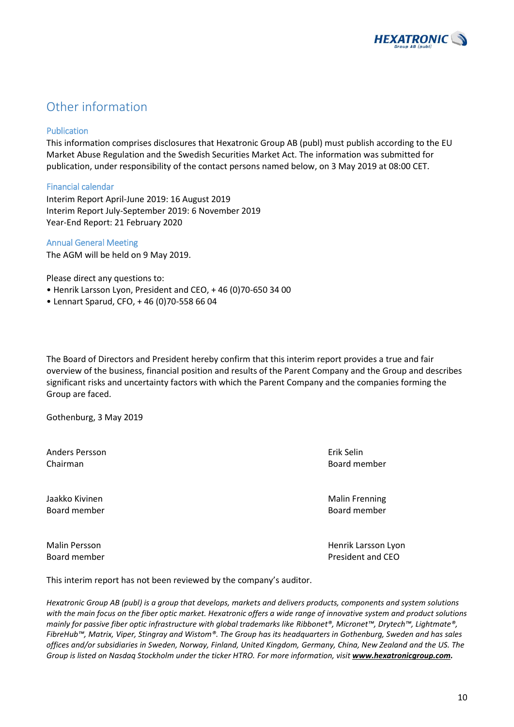# Other information

## Publication

This information comprises disclosures that Hexatronic Group AB (publ) must publish according to the EU Market Abuse Regulation and the Swedish Securities Market Act. The information was submitted for publication, under responsibility of the contact persons named below, on 3 May 2019 at 08:00 CET.

## Financial calendar

Interim Report April-June 2019: 16 August 2019
Interim Report July-September 2019: 6 November 2019
Year-End Report: 21 February 2020

## Annual General Meeting

The AGM will be held on 9 May 2019.

Please direct any questions to:

- Henrik Larsson Lyon, President and CEO, + 46 (0)70-650 34 00
- Lennart Sparud, CFO, + 46 (0)70-558 66 04

The Board of Directors and President hereby confirm that this interim report provides a true and fair overview of the business, financial position and results of the Parent Company and the Group and describes significant risks and uncertainty factors with which the Parent Company and the companies forming the Group are faced.

Gothenburg, 3 May 2019

Anders Persson
Chairman

Erik Selin
Board member

Jaakko Kivinen
Board member

Malin Frenning
Board member

Malin Persson
Board member

Henrik Larsson Lyon
President and CEO

This interim report has not been reviewed by the company's auditor.

*Hexatronic Group AB (publ) is a group that develops, markets and delivers products, components and system solutions with the main focus on the fiber optic market. Hexatronic offers a wide range of innovative system and product solutions mainly for passive fiber optic infrastructure with global trademarks like Ribbonet®, Micronet™, Drytech™, Lightmate®, FibreHub™, Matrix, Viper, Stingray and Wistom®. The Group has its headquarters in Gothenburg, Sweden and has sales offices and/or subsidiaries in Sweden, Norway, Finland, United Kingdom, Germany, China, New Zealand and the US. The Group is listed on Nasdaq Stockholm under the ticker HTRO. For more information, visit* ***www.hexatronicgroup.com****.*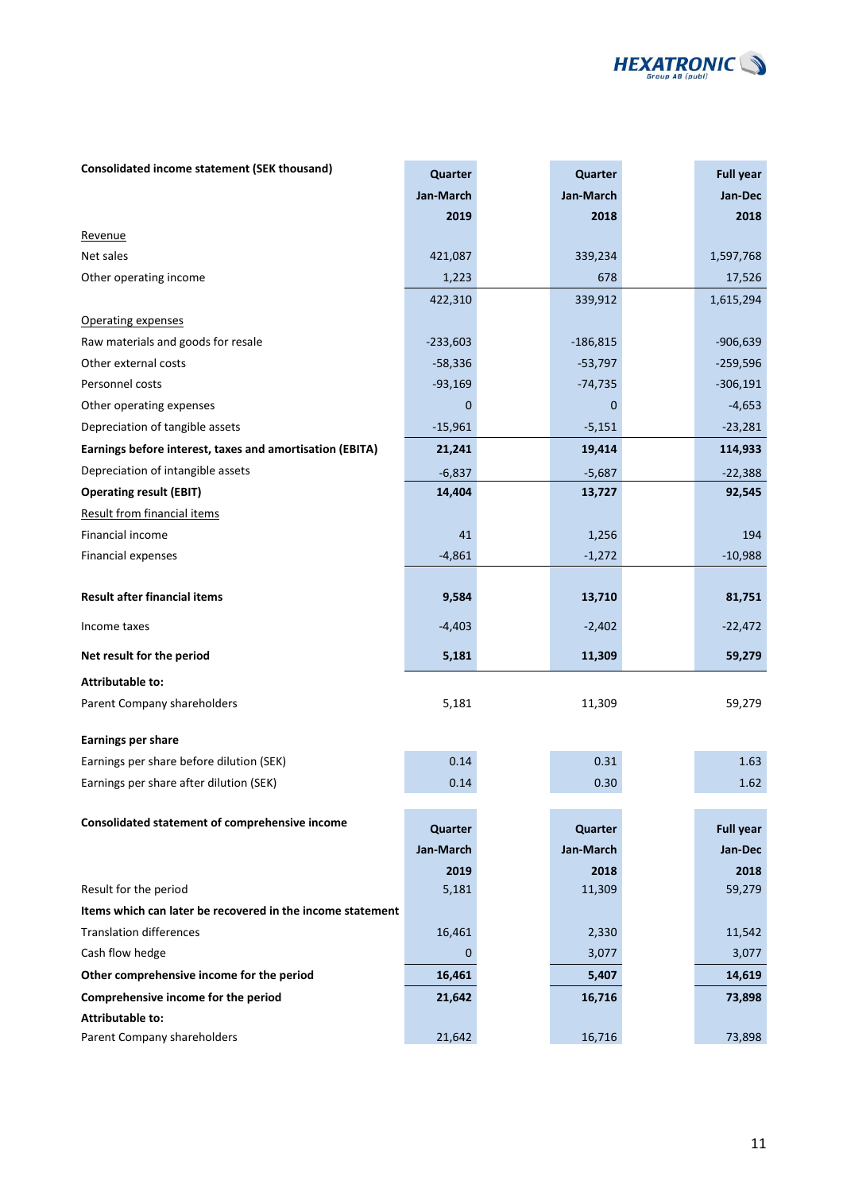| Consolidated income statement (SEK thousand) | Quarter Jan-March 2019 | Quarter Jan-March 2018 | Full year Jan-Dec 2018 |
|---|---|---|---|
| Revenue | | | |
| Net sales | 421,087 | 339,234 | 1,597,768 |
| Other operating income | 1,223 | 678 | 17,526 |
| | 422,310 | 339,912 | 1,615,294 |
| Operating expenses | | | |
| Raw materials and goods for resale | -233,603 | -186,815 | -906,639 |
| Other external costs | -58,336 | -53,797 | -259,596 |
| Personnel costs | -93,169 | -74,735 | -306,191 |
| Other operating expenses | 0 | 0 | -4,653 |
| Depreciation of tangible assets | -15,961 | -5,151 | -23,281 |
| **Earnings before interest, taxes and amortisation (EBITA)** | **21,241** | **19,414** | **114,933** |
| Depreciation of intangible assets | -6,837 | -5,687 | -22,388 |
| **Operating result (EBIT)** | **14,404** | **13,727** | **92,545** |
| Result from financial items | | | |
| Financial income | 41 | 1,256 | 194 |
| Financial expenses | -4,861 | -1,272 | -10,988 |
| **Result after financial items** | **9,584** | **13,710** | **81,751** |
| Income taxes | -4,403 | -2,402 | -22,472 |
| **Net result for the period** | **5,181** | **11,309** | **59,279** |
| **Attributable to:** | | | |
| Parent Company shareholders | 5,181 | 11,309 | 59,279 |
| **Earnings per share** | | | |
| Earnings per share before dilution (SEK) | 0.14 | 0.31 | 1.63 |
| Earnings per share after dilution (SEK) | 0.14 | 0.30 | 1.62 |

| Consolidated statement of comprehensive income | Quarter Jan-March 2019 | Quarter Jan-March 2018 | Full year Jan-Dec 2018 |
|---|---|---|---|
| Result for the period | 5,181 | 11,309 | 59,279 |
| **Items which can later be recovered in the income statement** | | | |
| Translation differences | 16,461 | 2,330 | 11,542 |
| Cash flow hedge | 0 | 3,077 | 3,077 |
| **Other comprehensive income for the period** | **16,461** | **5,407** | **14,619** |
| **Comprehensive income for the period** | **21,642** | **16,716** | **73,898** |
| **Attributable to:** | | | |
| Parent Company shareholders | 21,642 | 16,716 | 73,898 |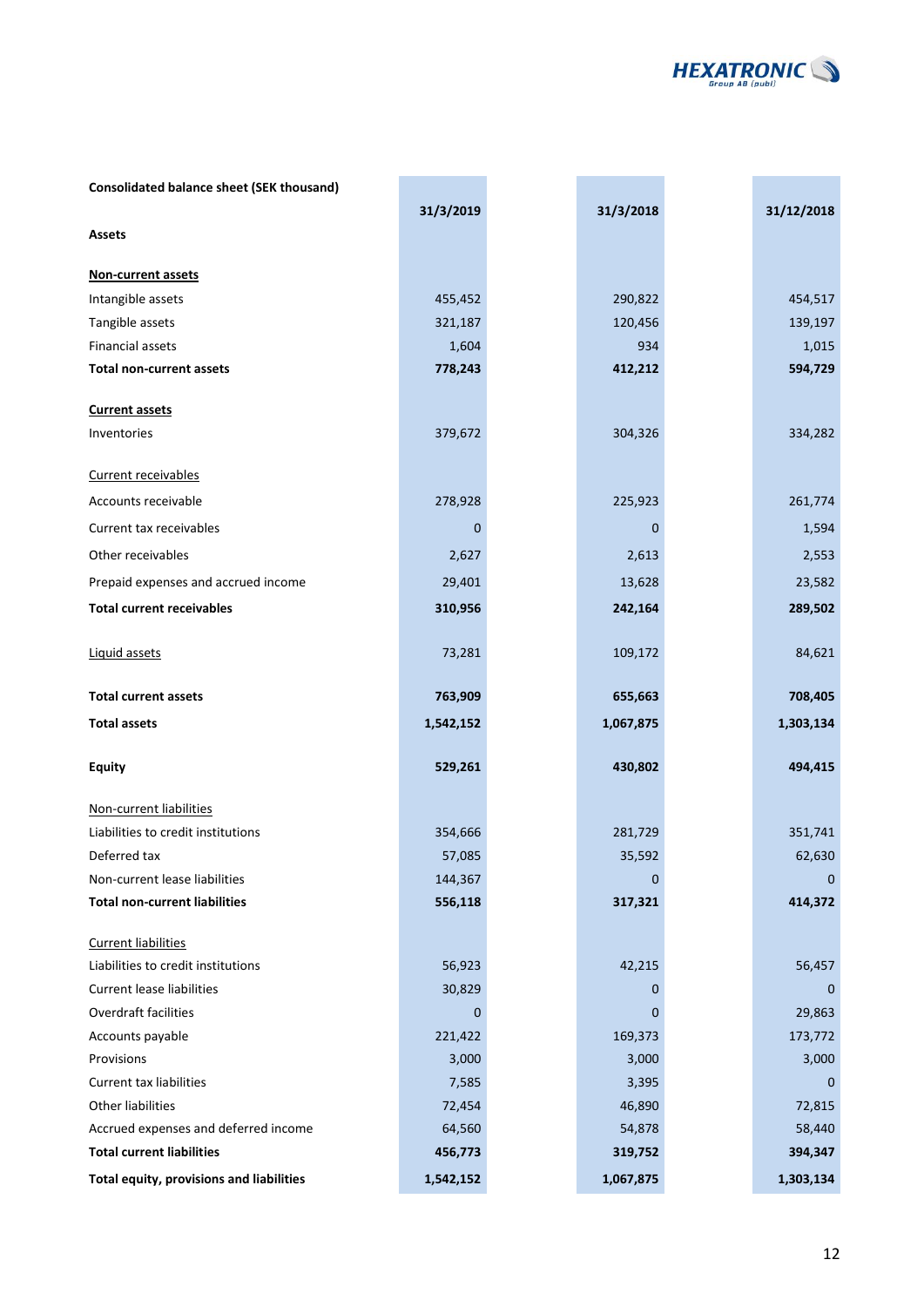| Consolidated balance sheet (SEK thousand) | 31/3/2019 | 31/3/2018 | 31/12/2018 |
|---|---|---|---|
| **Assets** | | | |
| **Non-current assets** | | | |
| Intangible assets | 455,452 | 290,822 | 454,517 |
| Tangible assets | 321,187 | 120,456 | 139,197 |
| Financial assets | 1,604 | 934 | 1,015 |
| **Total non-current assets** | **778,243** | **412,212** | **594,729** |
| **Current assets** | | | |
| Inventories | 379,672 | 304,326 | 334,282 |
| Current receivables | | | |
| Accounts receivable | 278,928 | 225,923 | 261,774 |
| Current tax receivables | 0 | 0 | 1,594 |
| Other receivables | 2,627 | 2,613 | 2,553 |
| Prepaid expenses and accrued income | 29,401 | 13,628 | 23,582 |
| **Total current receivables** | **310,956** | **242,164** | **289,502** |
| Liquid assets | 73,281 | 109,172 | 84,621 |
| **Total current assets** | **763,909** | **655,663** | **708,405** |
| **Total assets** | **1,542,152** | **1,067,875** | **1,303,134** |
| **Equity** | **529,261** | **430,802** | **494,415** |
| Non-current liabilities | | | |
| Liabilities to credit institutions | 354,666 | 281,729 | 351,741 |
| Deferred tax | 57,085 | 35,592 | 62,630 |
| Non-current lease liabilities | 144,367 | 0 | 0 |
| **Total non-current liabilities** | **556,118** | **317,321** | **414,372** |
| Current liabilities | | | |
| Liabilities to credit institutions | 56,923 | 42,215 | 56,457 |
| Current lease liabilities | 30,829 | 0 | 0 |
| Overdraft facilities | 0 | 0 | 29,863 |
| Accounts payable | 221,422 | 169,373 | 173,772 |
| Provisions | 3,000 | 3,000 | 3,000 |
| Current tax liabilities | 7,585 | 3,395 | 0 |
| Other liabilities | 72,454 | 46,890 | 72,815 |
| Accrued expenses and deferred income | 64,560 | 54,878 | 58,440 |
| **Total current liabilities** | **456,773** | **319,752** | **394,347** |
| **Total equity, provisions and liabilities** | **1,542,152** | **1,067,875** | **1,303,134** |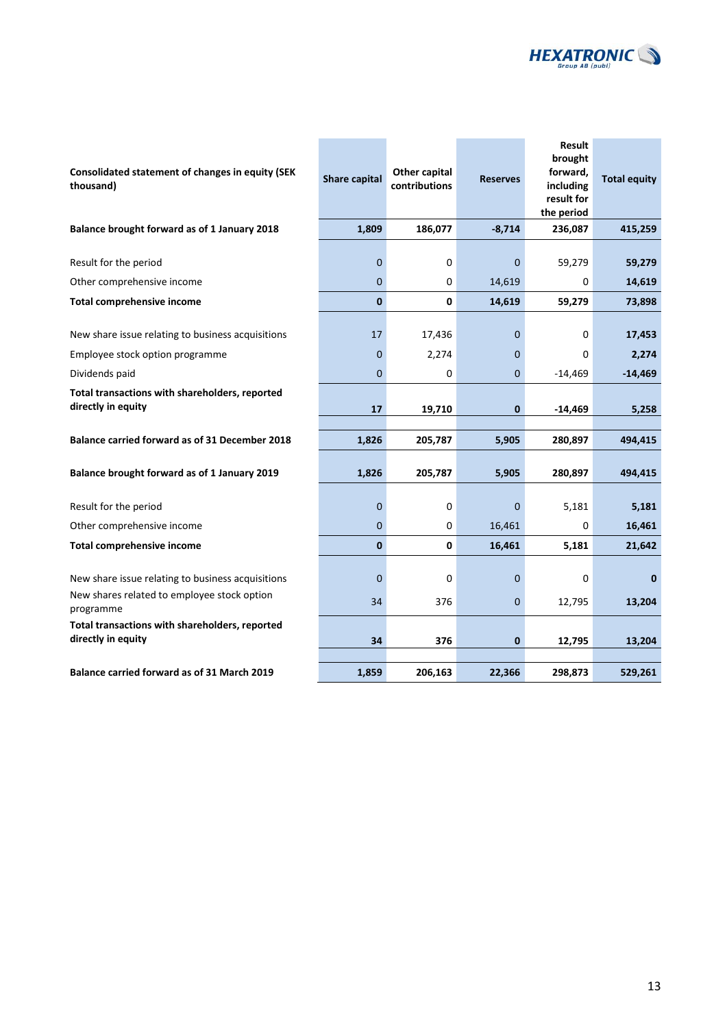| Consolidated statement of changes in equity (SEK thousand) | Share capital | Other capital contributions | Reserves | Result brought forward, including result for the period | Total equity |
|---|---|---|---|---|---|
| **Balance brought forward as of 1 January 2018** | **1,809** | **186,077** | **-8,714** | **236,087** | **415,259** |
| Result for the period | 0 | 0 | 0 | 59,279 | **59,279** |
| Other comprehensive income | 0 | 0 | 14,619 | 0 | **14,619** |
| **Total comprehensive income** | **0** | **0** | **14,619** | **59,279** | **73,898** |
| New share issue relating to business acquisitions | 17 | 17,436 | 0 | 0 | **17,453** |
| Employee stock option programme | 0 | 2,274 | 0 | 0 | **2,274** |
| Dividends paid | 0 | 0 | 0 | -14,469 | **-14,469** |
| **Total transactions with shareholders, reported directly in equity** | **17** | **19,710** | **0** | **-14,469** | **5,258** |
| **Balance carried forward as of 31 December 2018** | **1,826** | **205,787** | **5,905** | **280,897** | **494,415** |
| **Balance brought forward as of 1 January 2019** | **1,826** | **205,787** | **5,905** | **280,897** | **494,415** |
| Result for the period | 0 | 0 | 0 | 5,181 | **5,181** |
| Other comprehensive income | 0 | 0 | 16,461 | 0 | **16,461** |
| **Total comprehensive income** | **0** | **0** | **16,461** | **5,181** | **21,642** |
| New share issue relating to business acquisitions | 0 | 0 | 0 | 0 | **0** |
| New shares related to employee stock option programme | 34 | 376 | 0 | 12,795 | **13,204** |
| **Total transactions with shareholders, reported directly in equity** | **34** | **376** | **0** | **12,795** | **13,204** |
| **Balance carried forward as of 31 March 2019** | **1,859** | **206,163** | **22,366** | **298,873** | **529,261** |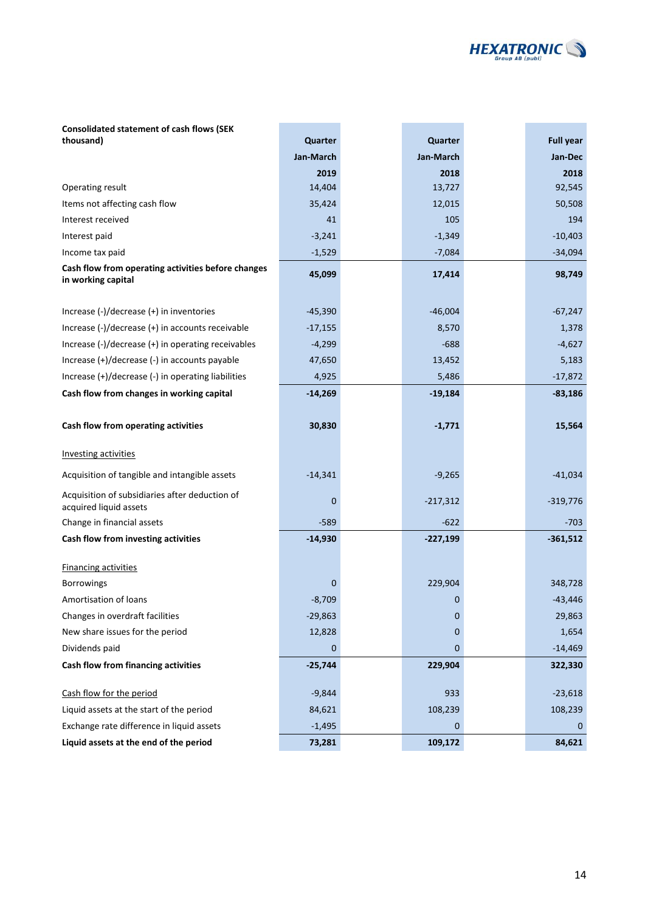| Consolidated statement of cash flows (SEK thousand) | Quarter Jan-March 2019 | Quarter Jan-March 2018 | Full year Jan-Dec 2018 |
|---|---|---|---|
| Operating result | 14,404 | 13,727 | 92,545 |
| Items not affecting cash flow | 35,424 | 12,015 | 50,508 |
| Interest received | 41 | 105 | 194 |
| Interest paid | -3,241 | -1,349 | -10,403 |
| Income tax paid | -1,529 | -7,084 | -34,094 |
| **Cash flow from operating activities before changes in working capital** | **45,099** | **17,414** | **98,749** |
| | | | |
| Increase (-)/decrease (+) in inventories | -45,390 | -46,004 | -67,247 |
| Increase (-)/decrease (+) in accounts receivable | -17,155 | 8,570 | 1,378 |
| Increase (-)/decrease (+) in operating receivables | -4,299 | -688 | -4,627 |
| Increase (+)/decrease (-) in accounts payable | 47,650 | 13,452 | 5,183 |
| Increase (+)/decrease (-) in operating liabilities | 4,925 | 5,486 | -17,872 |
| **Cash flow from changes in working capital** | **-14,269** | **-19,184** | **-83,186** |
| | | | |
| **Cash flow from operating activities** | **30,830** | **-1,771** | **15,564** |
| | | | |
| Investing activities | | | |
| Acquisition of tangible and intangible assets | -14,341 | -9,265 | -41,034 |
| Acquisition of subsidiaries after deduction of acquired liquid assets | 0 | -217,312 | -319,776 |
| Change in financial assets | -589 | -622 | -703 |
| **Cash flow from investing activities** | **-14,930** | **-227,199** | **-361,512** |
| | | | |
| Financing activities | | | |
| Borrowings | 0 | 229,904 | 348,728 |
| Amortisation of loans | -8,709 | 0 | -43,446 |
| Changes in overdraft facilities | -29,863 | 0 | 29,863 |
| New share issues for the period | 12,828 | 0 | 1,654 |
| Dividends paid | 0 | 0 | -14,469 |
| **Cash flow from financing activities** | **-25,744** | **229,904** | **322,330** |
| | | | |
| Cash flow for the period | -9,844 | 933 | -23,618 |
| Liquid assets at the start of the period | 84,621 | 108,239 | 108,239 |
| Exchange rate difference in liquid assets | -1,495 | 0 | 0 |
| **Liquid assets at the end of the period** | **73,281** | **109,172** | **84,621** |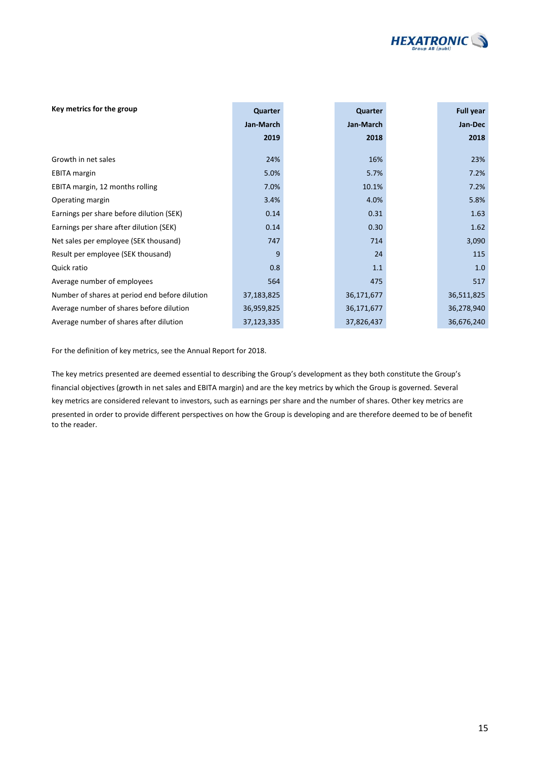| Key metrics for the group | Quarter Jan-March 2019 | Quarter Jan-March 2018 | Full year Jan-Dec 2018 |
|---|---|---|---|
| Growth in net sales | 24% | 16% | 23% |
| EBITA margin | 5.0% | 5.7% | 7.2% |
| EBITA margin, 12 months rolling | 7.0% | 10.1% | 7.2% |
| Operating margin | 3.4% | 4.0% | 5.8% |
| Earnings per share before dilution (SEK) | 0.14 | 0.31 | 1.63 |
| Earnings per share after dilution (SEK) | 0.14 | 0.30 | 1.62 |
| Net sales per employee (SEK thousand) | 747 | 714 | 3,090 |
| Result per employee (SEK thousand) | 9 | 24 | 115 |
| Quick ratio | 0.8 | 1.1 | 1.0 |
| Average number of employees | 564 | 475 | 517 |
| Number of shares at period end before dilution | 37,183,825 | 36,171,677 | 36,511,825 |
| Average number of shares before dilution | 36,959,825 | 36,171,677 | 36,278,940 |
| Average number of shares after dilution | 37,123,335 | 37,826,437 | 36,676,240 |

For the definition of key metrics, see the Annual Report for 2018.

The key metrics presented are deemed essential to describing the Group's development as they both constitute the Group's financial objectives (growth in net sales and EBITA margin) and are the key metrics by which the Group is governed. Several key metrics are considered relevant to investors, such as earnings per share and the number of shares. Other key metrics are presented in order to provide different perspectives on how the Group is developing and are therefore deemed to be of benefit to the reader.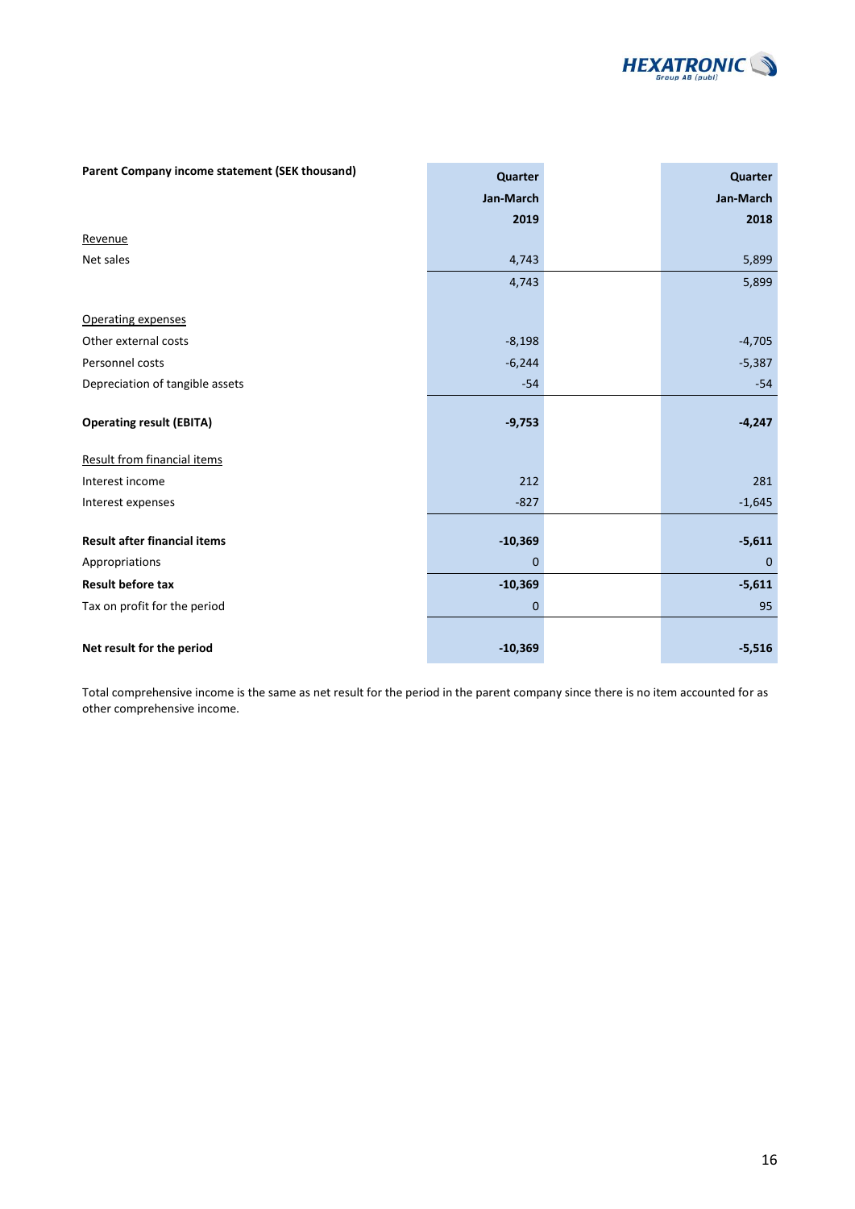| Parent Company income statement (SEK thousand) | Quarter Jan-March 2019 | Quarter Jan-March 2018 |
|---|---|---|
| Revenue | | |
| Net sales | 4,743 | 5,899 |
| | 4,743 | 5,899 |
| Operating expenses | | |
| Other external costs | -8,198 | -4,705 |
| Personnel costs | -6,244 | -5,387 |
| Depreciation of tangible assets | -54 | -54 |
| **Operating result (EBITA)** | **-9,753** | **-4,247** |
| Result from financial items | | |
| Interest income | 212 | 281 |
| Interest expenses | -827 | -1,645 |
| **Result after financial items** | **-10,369** | **-5,611** |
| Appropriations | 0 | 0 |
| **Result before tax** | **-10,369** | **-5,611** |
| Tax on profit for the period | 0 | 95 |
| **Net result for the period** | **-10,369** | **-5,516** |

Total comprehensive income is the same as net result for the period in the parent company since there is no item accounted for as other comprehensive income.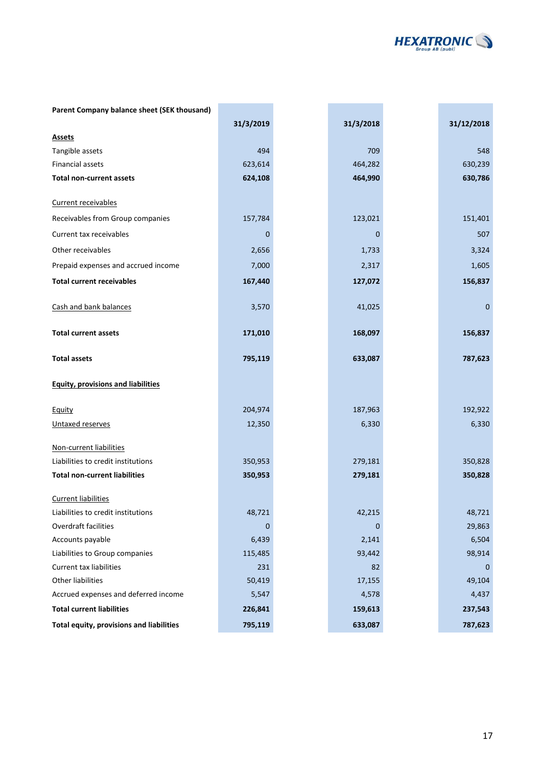| Parent Company balance sheet (SEK thousand) | 31/3/2019 | 31/3/2018 | 31/12/2018 |
|---|---|---|---|
| **Assets** | | | |
| Tangible assets | 494 | 709 | 548 |
| Financial assets | 623,614 | 464,282 | 630,239 |
| **Total non-current assets** | **624,108** | **464,990** | **630,786** |
| Current receivables | | | |
| Receivables from Group companies | 157,784 | 123,021 | 151,401 |
| Current tax receivables | 0 | 0 | 507 |
| Other receivables | 2,656 | 1,733 | 3,324 |
| Prepaid expenses and accrued income | 7,000 | 2,317 | 1,605 |
| **Total current receivables** | **167,440** | **127,072** | **156,837** |
| Cash and bank balances | 3,570 | 41,025 | 0 |
| **Total current assets** | **171,010** | **168,097** | **156,837** |
| **Total assets** | **795,119** | **633,087** | **787,623** |
| **Equity, provisions and liabilities** | | | |
| Equity | 204,974 | 187,963 | 192,922 |
| Untaxed reserves | 12,350 | 6,330 | 6,330 |
| Non-current liabilities | | | |
| Liabilities to credit institutions | 350,953 | 279,181 | 350,828 |
| **Total non-current liabilities** | **350,953** | **279,181** | **350,828** |
| Current liabilities | | | |
| Liabilities to credit institutions | 48,721 | 42,215 | 48,721 |
| Overdraft facilities | 0 | 0 | 29,863 |
| Accounts payable | 6,439 | 2,141 | 6,504 |
| Liabilities to Group companies | 115,485 | 93,442 | 98,914 |
| Current tax liabilities | 231 | 82 | 0 |
| Other liabilities | 50,419 | 17,155 | 49,104 |
| Accrued expenses and deferred income | 5,547 | 4,578 | 4,437 |
| **Total current liabilities** | **226,841** | **159,613** | **237,543** |
| **Total equity, provisions and liabilities** | **795,119** | **633,087** | **787,623** |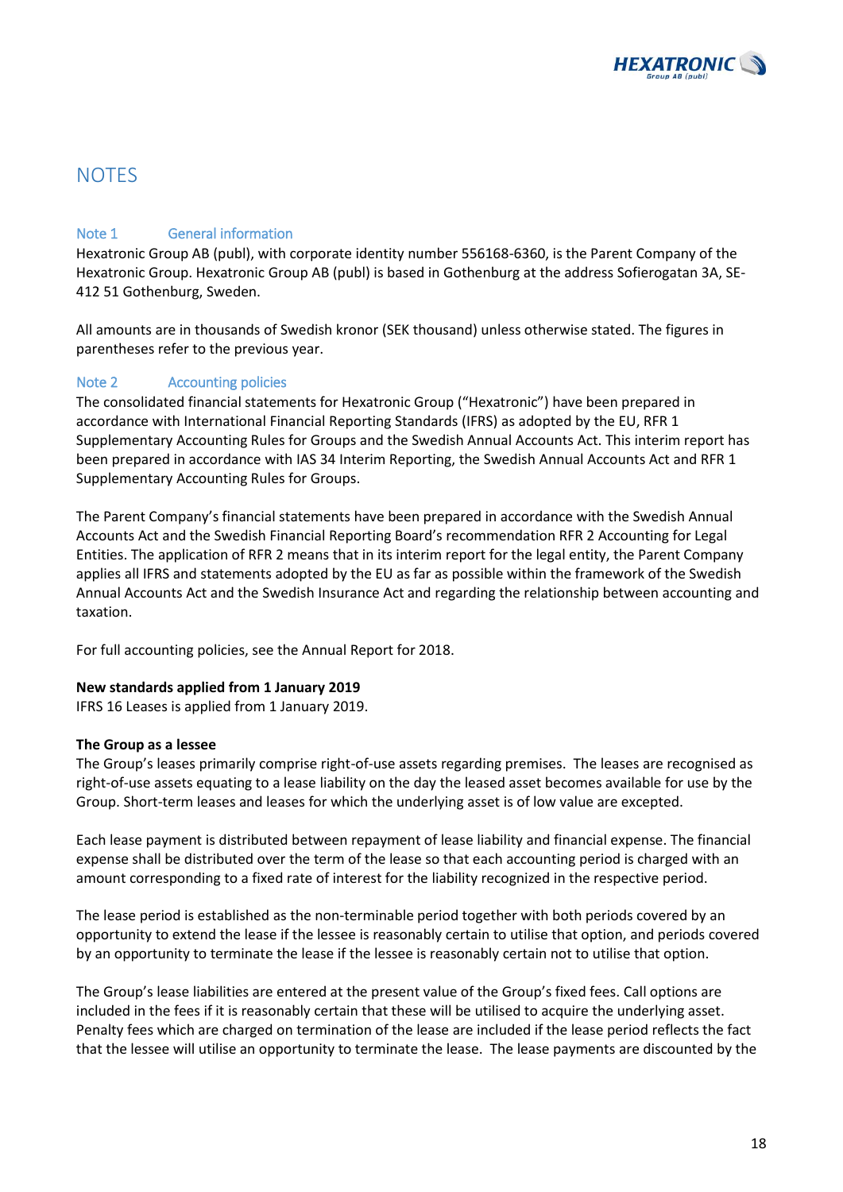# NOTES

## Note 1 General information

Hexatronic Group AB (publ), with corporate identity number 556168-6360, is the Parent Company of the Hexatronic Group. Hexatronic Group AB (publ) is based in Gothenburg at the address Sofierogatan 3A, SE-412 51 Gothenburg, Sweden.

All amounts are in thousands of Swedish kronor (SEK thousand) unless otherwise stated. The figures in parentheses refer to the previous year.

## Note 2 Accounting policies

The consolidated financial statements for Hexatronic Group ("Hexatronic") have been prepared in accordance with International Financial Reporting Standards (IFRS) as adopted by the EU, RFR 1 Supplementary Accounting Rules for Groups and the Swedish Annual Accounts Act. This interim report has been prepared in accordance with IAS 34 Interim Reporting, the Swedish Annual Accounts Act and RFR 1 Supplementary Accounting Rules for Groups.

The Parent Company's financial statements have been prepared in accordance with the Swedish Annual Accounts Act and the Swedish Financial Reporting Board's recommendation RFR 2 Accounting for Legal Entities. The application of RFR 2 means that in its interim report for the legal entity, the Parent Company applies all IFRS and statements adopted by the EU as far as possible within the framework of the Swedish Annual Accounts Act and the Swedish Insurance Act and regarding the relationship between accounting and taxation.

For full accounting policies, see the Annual Report for 2018.

**New standards applied from 1 January 2019**

IFRS 16 Leases is applied from 1 January 2019.

**The Group as a lessee**

The Group's leases primarily comprise right-of-use assets regarding premises. The leases are recognised as right-of-use assets equating to a lease liability on the day the leased asset becomes available for use by the Group. Short-term leases and leases for which the underlying asset is of low value are excepted.

Each lease payment is distributed between repayment of lease liability and financial expense. The financial expense shall be distributed over the term of the lease so that each accounting period is charged with an amount corresponding to a fixed rate of interest for the liability recognized in the respective period.

The lease period is established as the non-terminable period together with both periods covered by an opportunity to extend the lease if the lessee is reasonably certain to utilise that option, and periods covered by an opportunity to terminate the lease if the lessee is reasonably certain not to utilise that option.

The Group's lease liabilities are entered at the present value of the Group's fixed fees. Call options are included in the fees if it is reasonably certain that these will be utilised to acquire the underlying asset. Penalty fees which are charged on termination of the lease are included if the lease period reflects the fact that the lessee will utilise an opportunity to terminate the lease. The lease payments are discounted by the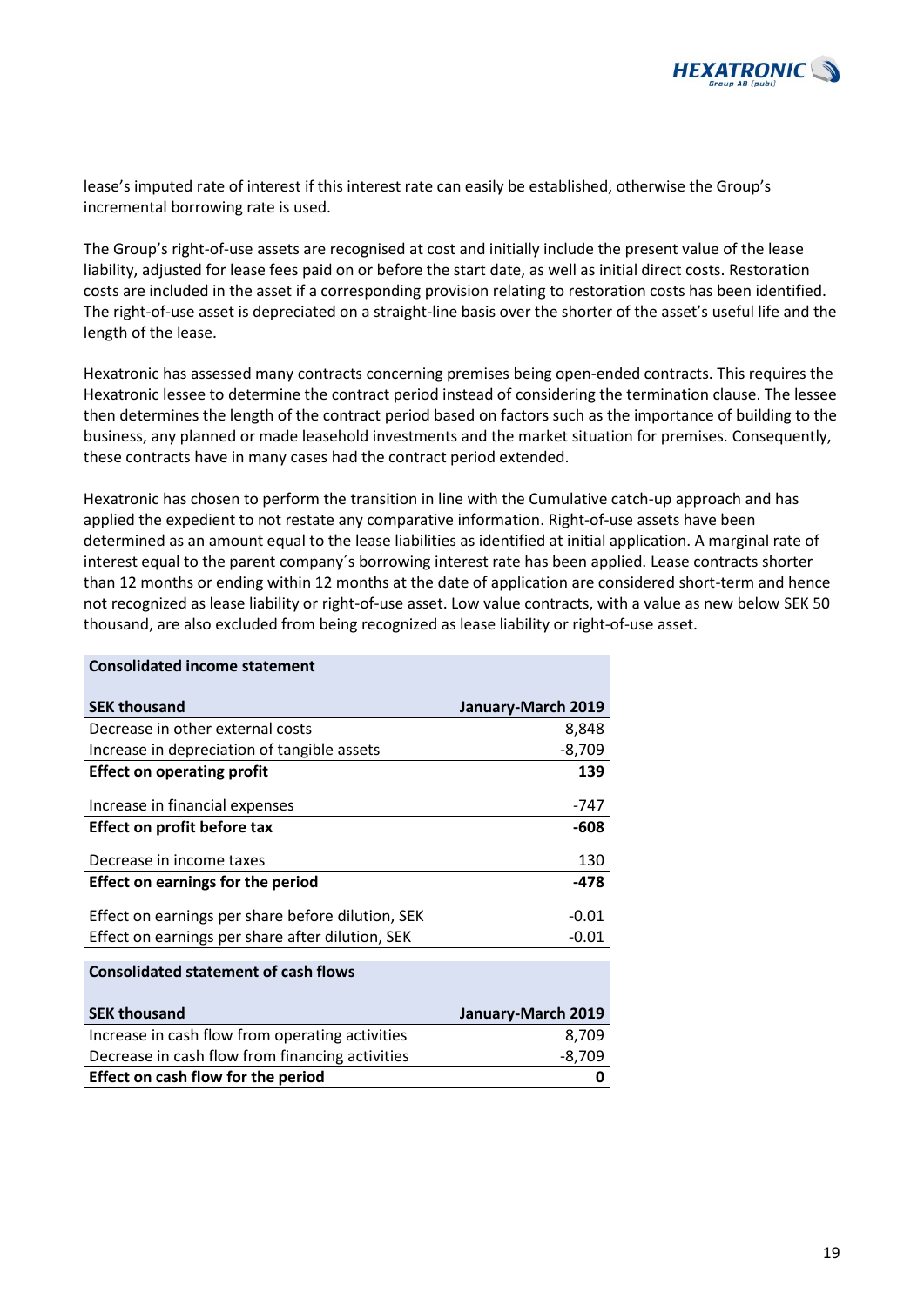lease's imputed rate of interest if this interest rate can easily be established, otherwise the Group's incremental borrowing rate is used.

The Group's right-of-use assets are recognised at cost and initially include the present value of the lease liability, adjusted for lease fees paid on or before the start date, as well as initial direct costs. Restoration costs are included in the asset if a corresponding provision relating to restoration costs has been identified. The right-of-use asset is depreciated on a straight-line basis over the shorter of the asset's useful life and the length of the lease.

Hexatronic has assessed many contracts concerning premises being open-ended contracts. This requires the Hexatronic lessee to determine the contract period instead of considering the termination clause. The lessee then determines the length of the contract period based on factors such as the importance of building to the business, any planned or made leasehold investments and the market situation for premises. Consequently, these contracts have in many cases had the contract period extended.

Hexatronic has chosen to perform the transition in line with the Cumulative catch-up approach and has applied the expedient to not restate any comparative information. Right-of-use assets have been determined as an amount equal to the lease liabilities as identified at initial application. A marginal rate of interest equal to the parent company´s borrowing interest rate has been applied. Lease contracts shorter than 12 months or ending within 12 months at the date of application are considered short-term and hence not recognized as lease liability or right-of-use asset. Low value contracts, with a value as new below SEK 50 thousand, are also excluded from being recognized as lease liability or right-of-use asset.

**Consolidated income statement**

| SEK thousand | January-March 2019 |
|---|---:|
| Decrease in other external costs | 8,848 |
| Increase in depreciation of tangible assets | -8,709 |
| **Effect on operating profit** | **139** |
| Increase in financial expenses | -747 |
| **Effect on profit before tax** | **-608** |
| Decrease in income taxes | 130 |
| **Effect on earnings for the period** | **-478** |
| Effect on earnings per share before dilution, SEK | -0.01 |
| Effect on earnings per share after dilution, SEK | -0.01 |

**Consolidated statement of cash flows**

| SEK thousand | January-March 2019 |
|---|---:|
| Increase in cash flow from operating activities | 8,709 |
| Decrease in cash flow from financing activities | -8,709 |
| **Effect on cash flow for the period** | **0** |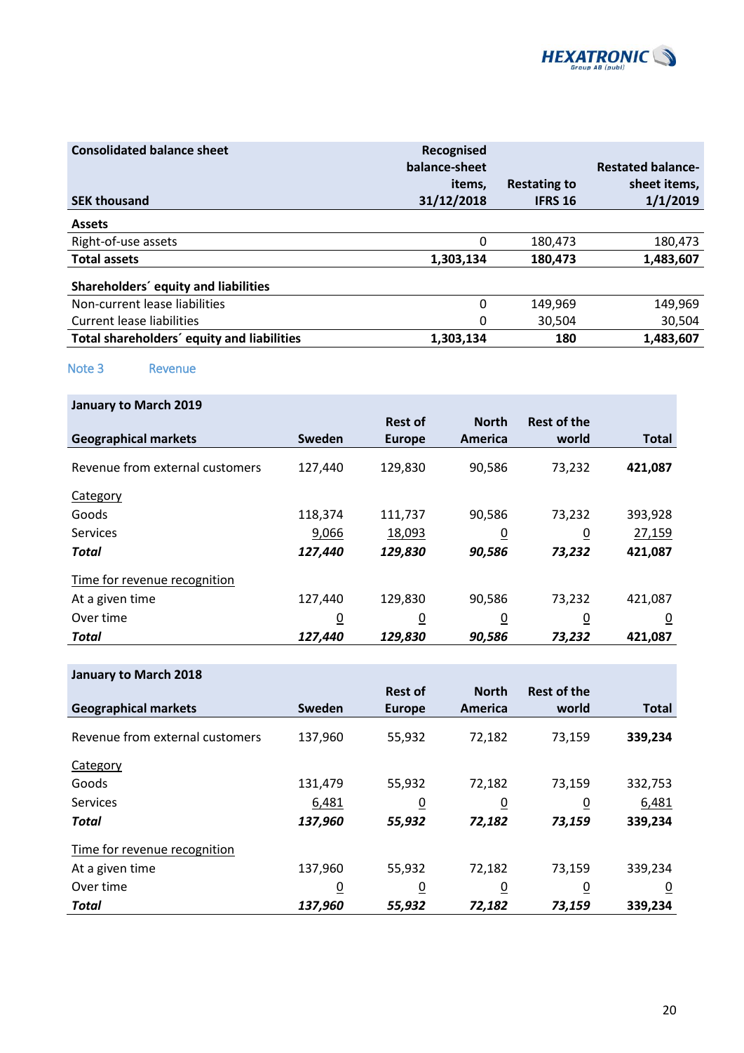| Consolidated balance sheet<br>SEK thousand | Recognised balance-sheet items, 31/12/2018 | Restating to IFRS 16 | Restated balance-sheet items, 1/1/2019 |
|---|---|---|---|
| **Assets** | | | |
| Right-of-use assets | 0 | 180,473 | 180,473 |
| **Total assets** | **1,303,134** | **180,473** | **1,483,607** |
| | | | |
| **Shareholders´ equity and liabilities** | | | |
| Non-current lease liabilities | 0 | 149,969 | 149,969 |
| Current lease liabilities | 0 | 30,504 | 30,504 |
| **Total shareholders´ equity and liabilities** | **1,303,134** | **180** | **1,483,607** |

## Note 3 Revenue

| January to March 2019<br>Geographical markets | Sweden | Rest of Europe | North America | Rest of the world | Total |
|---|---|---|---|---|---|
| Revenue from external customers | 127,440 | 129,830 | 90,586 | 73,232 | **421,087** |
| Category | | | | | |
| Goods | 118,374 | 111,737 | 90,586 | 73,232 | 393,928 |
| Services | 9,066 | 18,093 | 0 | 0 | 27,159 |
| ***Total*** | ***127,440*** | ***129,830*** | ***90,586*** | ***73,232*** | **421,087** |
| Time for revenue recognition | | | | | |
| At a given time | 127,440 | 129,830 | 90,586 | 73,232 | 421,087 |
| Over time | 0 | 0 | 0 | 0 | 0 |
| ***Total*** | ***127,440*** | ***129,830*** | ***90,586*** | ***73,232*** | **421,087** |

| January to March 2018<br>Geographical markets | Sweden | Rest of Europe | North America | Rest of the world | Total |
|---|---|---|---|---|---|
| Revenue from external customers | 137,960 | 55,932 | 72,182 | 73,159 | **339,234** |
| Category | | | | | |
| Goods | 131,479 | 55,932 | 72,182 | 73,159 | 332,753 |
| Services | 6,481 | 0 | 0 | 0 | 6,481 |
| ***Total*** | ***137,960*** | ***55,932*** | ***72,182*** | ***73,159*** | **339,234** |
| Time for revenue recognition | | | | | |
| At a given time | 137,960 | 55,932 | 72,182 | 73,159 | 339,234 |
| Over time | 0 | 0 | 0 | 0 | 0 |
| ***Total*** | ***137,960*** | ***55,932*** | ***72,182*** | ***73,159*** | **339,234** |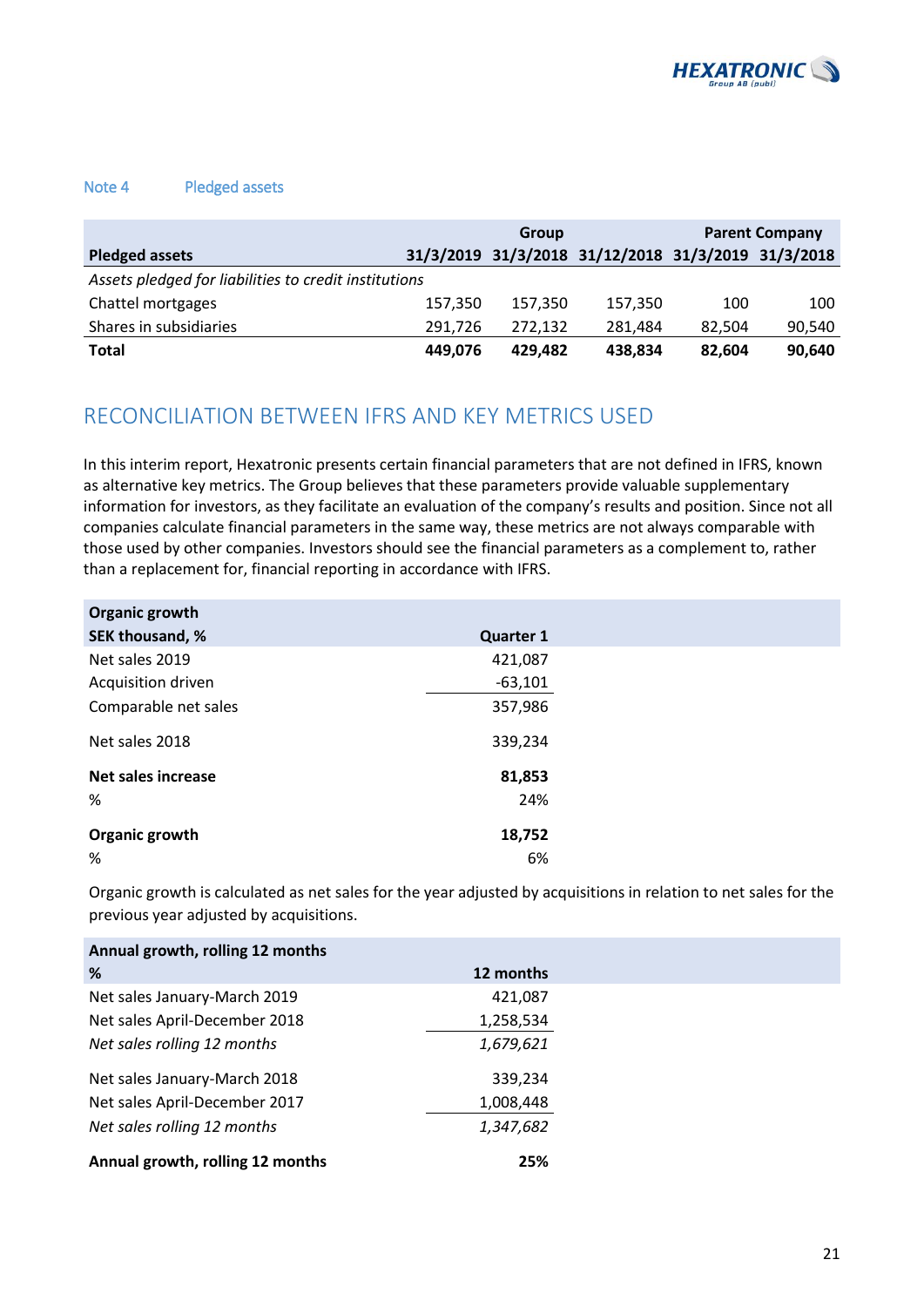### Note 4 Pledged assets

| | Group | | | Parent Company | |
|---|---|---|---|---|---|
| **Pledged assets** | **31/3/2019** | **31/3/2018** | **31/12/2018** | **31/3/2019** | **31/3/2018** |
| *Assets pledged for liabilities to credit institutions* | | | | | |
| Chattel mortgages | 157,350 | 157,350 | 157,350 | 100 | 100 |
| Shares in subsidiaries | 291,726 | 272,132 | 281,484 | 82,504 | 90,540 |
| **Total** | **449,076** | **429,482** | **438,834** | **82,604** | **90,640** |

## RECONCILIATION BETWEEN IFRS AND KEY METRICS USED

In this interim report, Hexatronic presents certain financial parameters that are not defined in IFRS, known as alternative key metrics. The Group believes that these parameters provide valuable supplementary information for investors, as they facilitate an evaluation of the company's results and position. Since not all companies calculate financial parameters in the same way, these metrics are not always comparable with those used by other companies. Investors should see the financial parameters as a complement to, rather than a replacement for, financial reporting in accordance with IFRS.

| **Organic growth**<br>**SEK thousand, %** | **Quarter 1** |
|---|---|
| Net sales 2019 | 421,087 |
| Acquisition driven | -63,101 |
| Comparable net sales | 357,986 |
| Net sales 2018 | 339,234 |
| **Net sales increase** | **81,853** |
| % | 24% |
| **Organic growth** | **18,752** |
| % | 6% |

Organic growth is calculated as net sales for the year adjusted by acquisitions in relation to net sales for the previous year adjusted by acquisitions.

| **Annual growth, rolling 12 months**<br>**%** | **12 months** |
|---|---|
| Net sales January-March 2019 | 421,087 |
| Net sales April-December 2018 | 1,258,534 |
| *Net sales rolling 12 months* | *1,679,621* |
| Net sales January-March 2018 | 339,234 |
| Net sales April-December 2017 | 1,008,448 |
| *Net sales rolling 12 months* | *1,347,682* |
| **Annual growth, rolling 12 months** | **25%** |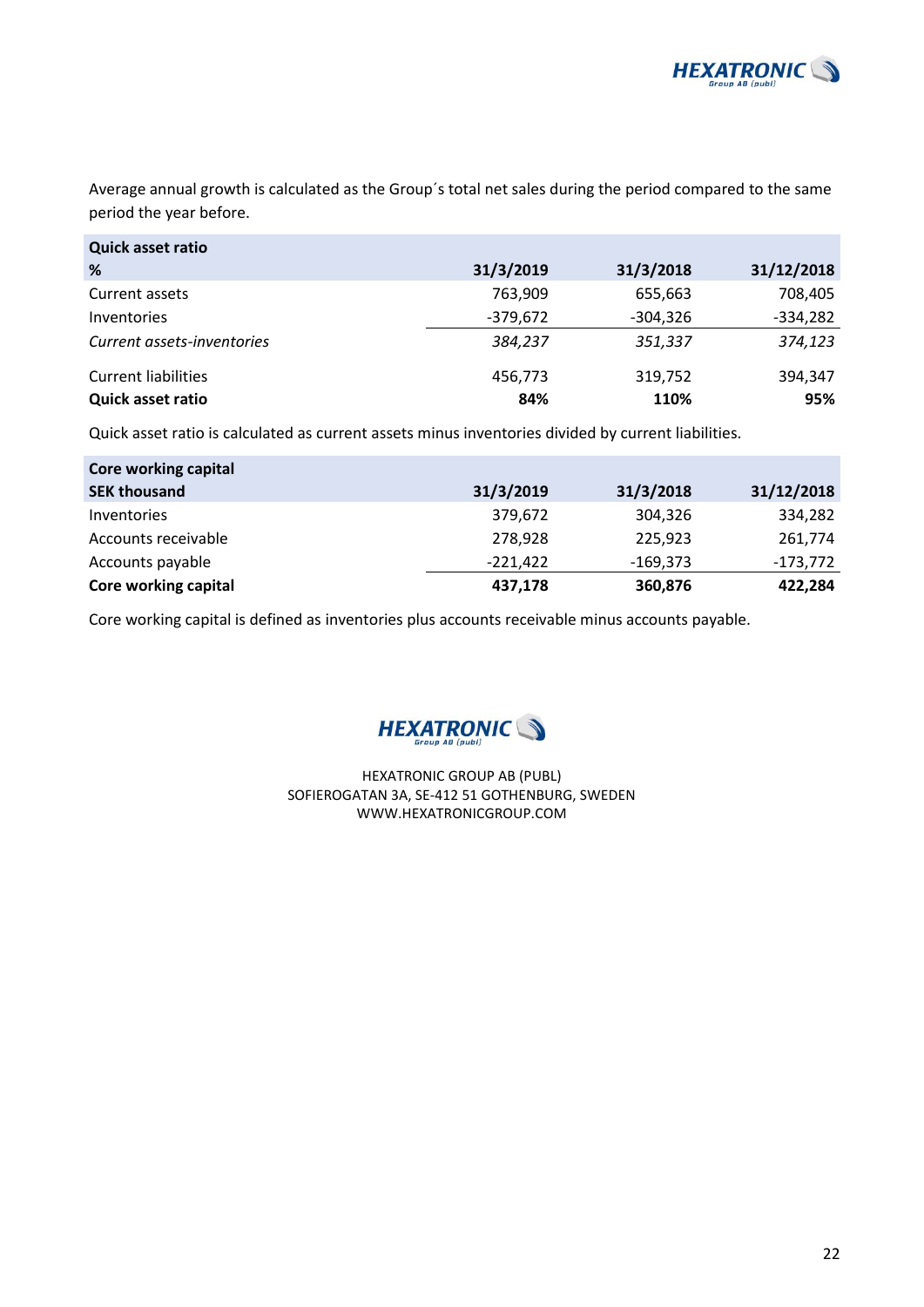Average annual growth is calculated as the Group´s total net sales during the period compared to the same period the year before.

| **Quick asset ratio**<br>**%** | **31/3/2019** | **31/3/2018** | **31/12/2018** |
|---|---|---|---|
| Current assets | 763,909 | 655,663 | 708,405 |
| Inventories | -379,672 | -304,326 | -334,282 |
| *Current assets-inventories* | *384,237* | *351,337* | *374,123* |
| Current liabilities | 456,773 | 319,752 | 394,347 |
| **Quick asset ratio** | **84%** | **110%** | **95%** |

Quick asset ratio is calculated as current assets minus inventories divided by current liabilities.

| **Core working capital**<br>**SEK thousand** | **31/3/2019** | **31/3/2018** | **31/12/2018** |
|---|---|---|---|
| Inventories | 379,672 | 304,326 | 334,282 |
| Accounts receivable | 278,928 | 225,923 | 261,774 |
| Accounts payable | -221,422 | -169,373 | -173,772 |
| **Core working capital** | **437,178** | **360,876** | **422,284** |

Core working capital is defined as inventories plus accounts receivable minus accounts payable.

HEXATRONIC GROUP AB (PUBL)
SOFIEROGATAN 3A, SE-412 51 GOTHENBURG, SWEDEN
WWW.HEXATRONICGROUP.COM